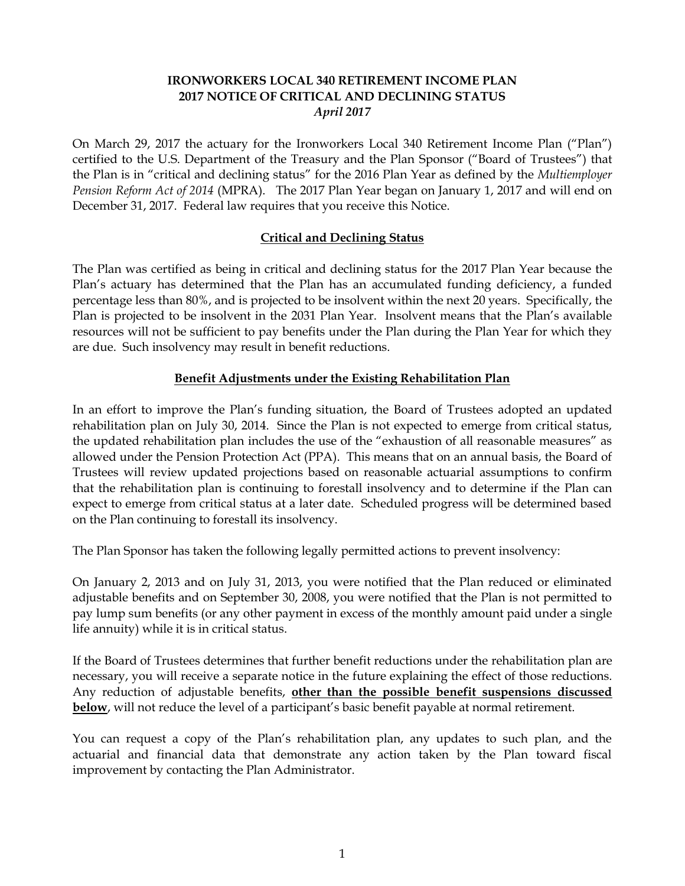**IRONWORKERS LOCAL 340 RETIREMENT INCOME PLAN**
**2017 NOTICE OF CRITICAL AND DECLINING STATUS**
***April 2017***

On March 29, 2017 the actuary for the Ironworkers Local 340 Retirement Income Plan ("Plan") certified to the U.S. Department of the Treasury and the Plan Sponsor ("Board of Trustees") that the Plan is in "critical and declining status" for the 2016 Plan Year as defined by the *Multiemployer Pension Reform Act of 2014* (MPRA). The 2017 Plan Year began on January 1, 2017 and will end on December 31, 2017. Federal law requires that you receive this Notice.

## Critical and Declining Status

The Plan was certified as being in critical and declining status for the 2017 Plan Year because the Plan's actuary has determined that the Plan has an accumulated funding deficiency, a funded percentage less than 80%, and is projected to be insolvent within the next 20 years. Specifically, the Plan is projected to be insolvent in the 2031 Plan Year. Insolvent means that the Plan's available resources will not be sufficient to pay benefits under the Plan during the Plan Year for which they are due. Such insolvency may result in benefit reductions.

## Benefit Adjustments under the Existing Rehabilitation Plan

In an effort to improve the Plan's funding situation, the Board of Trustees adopted an updated rehabilitation plan on July 30, 2014. Since the Plan is not expected to emerge from critical status, the updated rehabilitation plan includes the use of the "exhaustion of all reasonable measures" as allowed under the Pension Protection Act (PPA). This means that on an annual basis, the Board of Trustees will review updated projections based on reasonable actuarial assumptions to confirm that the rehabilitation plan is continuing to forestall insolvency and to determine if the Plan can expect to emerge from critical status at a later date. Scheduled progress will be determined based on the Plan continuing to forestall its insolvency.

The Plan Sponsor has taken the following legally permitted actions to prevent insolvency:

On January 2, 2013 and on July 31, 2013, you were notified that the Plan reduced or eliminated adjustable benefits and on September 30, 2008, you were notified that the Plan is not permitted to pay lump sum benefits (or any other payment in excess of the monthly amount paid under a single life annuity) while it is in critical status.

If the Board of Trustees determines that further benefit reductions under the rehabilitation plan are necessary, you will receive a separate notice in the future explaining the effect of those reductions. Any reduction of adjustable benefits, **other than the possible benefit suspensions discussed below**, will not reduce the level of a participant's basic benefit payable at normal retirement.

You can request a copy of the Plan's rehabilitation plan, any updates to such plan, and the actuarial and financial data that demonstrate any action taken by the Plan toward fiscal improvement by contacting the Plan Administrator.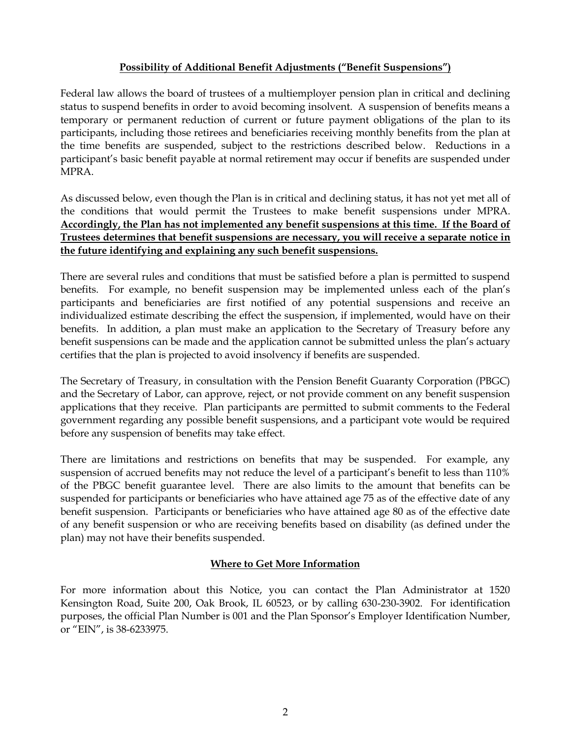## Possibility of Additional Benefit Adjustments ("Benefit Suspensions")

Federal law allows the board of trustees of a multiemployer pension plan in critical and declining status to suspend benefits in order to avoid becoming insolvent. A suspension of benefits means a temporary or permanent reduction of current or future payment obligations of the plan to its participants, including those retirees and beneficiaries receiving monthly benefits from the plan at the time benefits are suspended, subject to the restrictions described below. Reductions in a participant's basic benefit payable at normal retirement may occur if benefits are suspended under MPRA.

As discussed below, even though the Plan is in critical and declining status, it has not yet met all of the conditions that would permit the Trustees to make benefit suspensions under MPRA. **Accordingly, the Plan has not implemented any benefit suspensions at this time. If the Board of Trustees determines that benefit suspensions are necessary, you will receive a separate notice in the future identifying and explaining any such benefit suspensions.**

There are several rules and conditions that must be satisfied before a plan is permitted to suspend benefits. For example, no benefit suspension may be implemented unless each of the plan's participants and beneficiaries are first notified of any potential suspensions and receive an individualized estimate describing the effect the suspension, if implemented, would have on their benefits. In addition, a plan must make an application to the Secretary of Treasury before any benefit suspensions can be made and the application cannot be submitted unless the plan's actuary certifies that the plan is projected to avoid insolvency if benefits are suspended.

The Secretary of Treasury, in consultation with the Pension Benefit Guaranty Corporation (PBGC) and the Secretary of Labor, can approve, reject, or not provide comment on any benefit suspension applications that they receive. Plan participants are permitted to submit comments to the Federal government regarding any possible benefit suspensions, and a participant vote would be required before any suspension of benefits may take effect.

There are limitations and restrictions on benefits that may be suspended. For example, any suspension of accrued benefits may not reduce the level of a participant's benefit to less than 110% of the PBGC benefit guarantee level. There are also limits to the amount that benefits can be suspended for participants or beneficiaries who have attained age 75 as of the effective date of any benefit suspension. Participants or beneficiaries who have attained age 80 as of the effective date of any benefit suspension or who are receiving benefits based on disability (as defined under the plan) may not have their benefits suspended.

## Where to Get More Information

For more information about this Notice, you can contact the Plan Administrator at 1520 Kensington Road, Suite 200, Oak Brook, IL 60523, or by calling 630-230-3902. For identification purposes, the official Plan Number is 001 and the Plan Sponsor's Employer Identification Number, or "EIN", is 38-6233975.